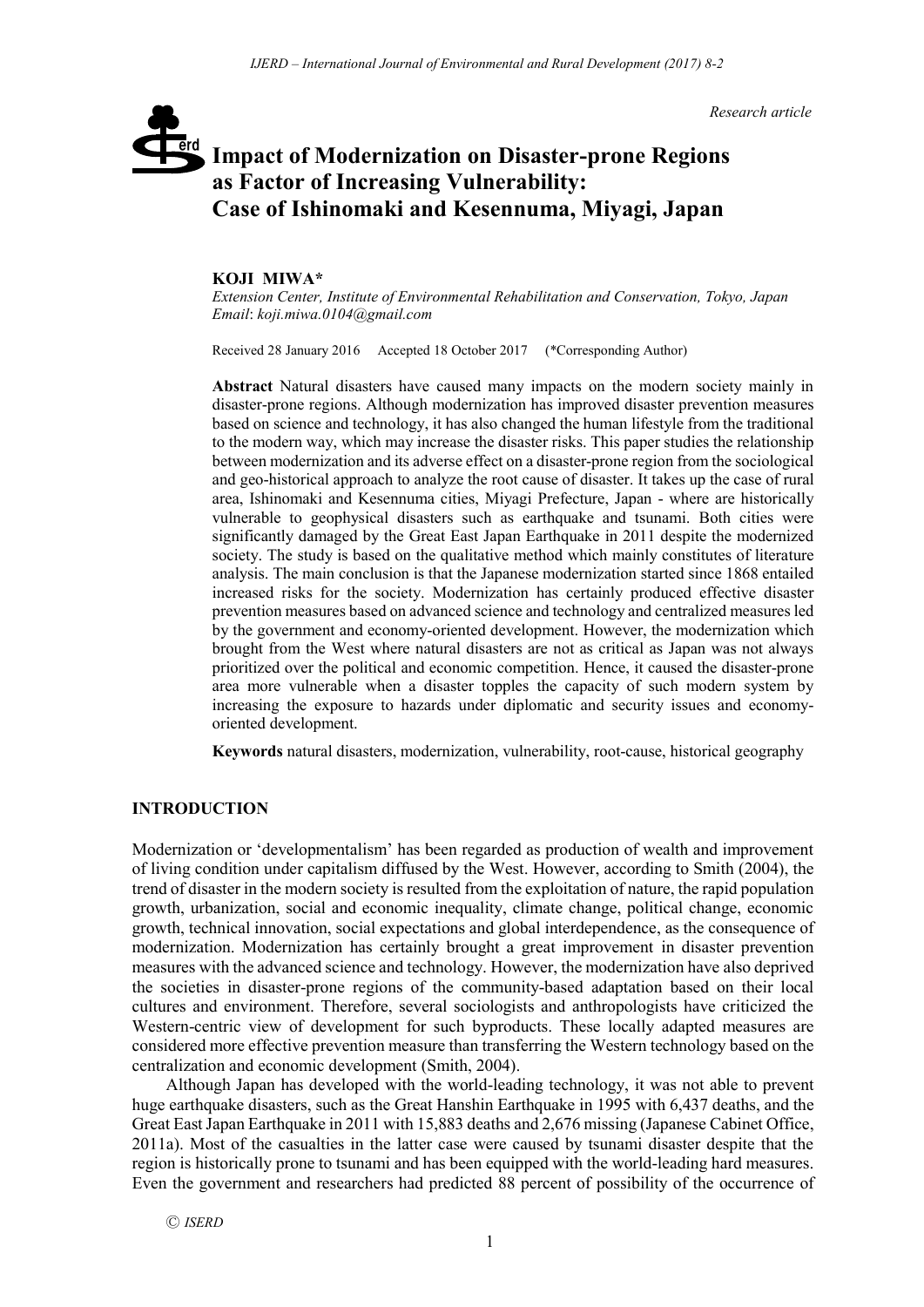*Research article*

# Impact of Modernization on Disaster-prone Regions as Factor of Increasing Vulnerability: Case of Ishinomaki and Kesennuma, Miyagi, Japan

**KOJI MIWA***

*Extension Center, Institute of Environmental Rehabilitation and Conservation, Tokyo, Japan*
*Email*: *koji.miwa.0104@gmail.com*

Received 28 January 2016 Accepted 18 October 2017 (*Corresponding Author)

**Abstract** Natural disasters have caused many impacts on the modern society mainly in disaster-prone regions. Although modernization has improved disaster prevention measures based on science and technology, it has also changed the human lifestyle from the traditional to the modern way, which may increase the disaster risks. This paper studies the relationship between modernization and its adverse effect on a disaster-prone region from the sociological and geo-historical approach to analyze the root cause of disaster. It takes up the case of rural area, Ishinomaki and Kesennuma cities, Miyagi Prefecture, Japan - where are historically vulnerable to geophysical disasters such as earthquake and tsunami. Both cities were significantly damaged by the Great East Japan Earthquake in 2011 despite the modernized society. The study is based on the qualitative method which mainly constitutes of literature analysis. The main conclusion is that the Japanese modernization started since 1868 entailed increased risks for the society. Modernization has certainly produced effective disaster prevention measures based on advanced science and technology and centralized measures led by the government and economy-oriented development. However, the modernization which brought from the West where natural disasters are not as critical as Japan was not always prioritized over the political and economic competition. Hence, it caused the disaster-prone area more vulnerable when a disaster topples the capacity of such modern system by increasing the exposure to hazards under diplomatic and security issues and economy-oriented development.

**Keywords** natural disasters, modernization, vulnerability, root-cause, historical geography

## INTRODUCTION

Modernization or 'developmentalism' has been regarded as production of wealth and improvement of living condition under capitalism diffused by the West. However, according to Smith (2004), the trend of disaster in the modern society is resulted from the exploitation of nature, the rapid population growth, urbanization, social and economic inequality, climate change, political change, economic growth, technical innovation, social expectations and global interdependence, as the consequence of modernization. Modernization has certainly brought a great improvement in disaster prevention measures with the advanced science and technology. However, the modernization have also deprived the societies in disaster-prone regions of the community-based adaptation based on their local cultures and environment. Therefore, several sociologists and anthropologists have criticized the Western-centric view of development for such byproducts. These locally adapted measures are considered more effective prevention measure than transferring the Western technology based on the centralization and economic development (Smith, 2004).

Although Japan has developed with the world-leading technology, it was not able to prevent huge earthquake disasters, such as the Great Hanshin Earthquake in 1995 with 6,437 deaths, and the Great East Japan Earthquake in 2011 with 15,883 deaths and 2,676 missing (Japanese Cabinet Office, 2011a). Most of the casualties in the latter case were caused by tsunami disaster despite that the region is historically prone to tsunami and has been equipped with the world-leading hard measures. Even the government and researchers had predicted 88 percent of possibility of the occurrence of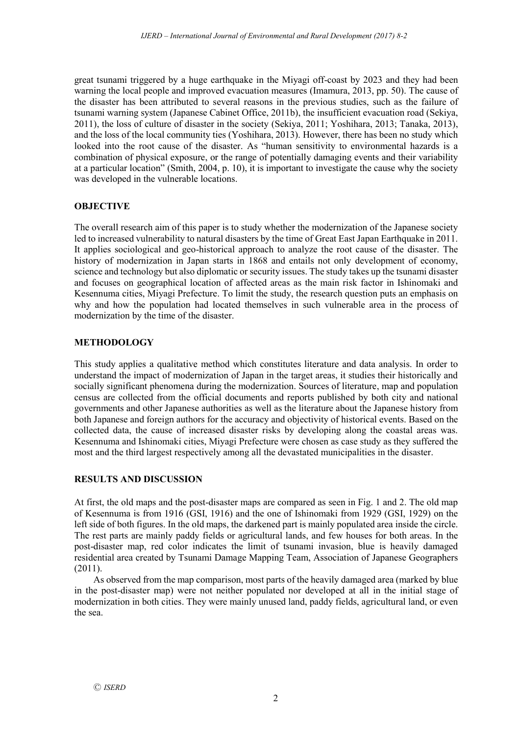great tsunami triggered by a huge earthquake in the Miyagi off-coast by 2023 and they had been warning the local people and improved evacuation measures (Imamura, 2013, pp. 50). The cause of the disaster has been attributed to several reasons in the previous studies, such as the failure of tsunami warning system (Japanese Cabinet Office, 2011b), the insufficient evacuation road (Sekiya, 2011), the loss of culture of disaster in the society (Sekiya, 2011; Yoshihara, 2013; Tanaka, 2013), and the loss of the local community ties (Yoshihara, 2013). However, there has been no study which looked into the root cause of the disaster. As "human sensitivity to environmental hazards is a combination of physical exposure, or the range of potentially damaging events and their variability at a particular location" (Smith, 2004, p. 10), it is important to investigate the cause why the society was developed in the vulnerable locations.

## OBJECTIVE

The overall research aim of this paper is to study whether the modernization of the Japanese society led to increased vulnerability to natural disasters by the time of Great East Japan Earthquake in 2011. It applies sociological and geo-historical approach to analyze the root cause of the disaster. The history of modernization in Japan starts in 1868 and entails not only development of economy, science and technology but also diplomatic or security issues. The study takes up the tsunami disaster and focuses on geographical location of affected areas as the main risk factor in Ishinomaki and Kesennuma cities, Miyagi Prefecture. To limit the study, the research question puts an emphasis on why and how the population had located themselves in such vulnerable area in the process of modernization by the time of the disaster.

## METHODOLOGY

This study applies a qualitative method which constitutes literature and data analysis. In order to understand the impact of modernization of Japan in the target areas, it studies their historically and socially significant phenomena during the modernization. Sources of literature, map and population census are collected from the official documents and reports published by both city and national governments and other Japanese authorities as well as the literature about the Japanese history from both Japanese and foreign authors for the accuracy and objectivity of historical events. Based on the collected data, the cause of increased disaster risks by developing along the coastal areas was. Kesennuma and Ishinomaki cities, Miyagi Prefecture were chosen as case study as they suffered the most and the third largest respectively among all the devastated municipalities in the disaster.

## RESULTS AND DISCUSSION

At first, the old maps and the post-disaster maps are compared as seen in Fig. 1 and 2. The old map of Kesennuma is from 1916 (GSI, 1916) and the one of Ishinomaki from 1929 (GSI, 1929) on the left side of both figures. In the old maps, the darkened part is mainly populated area inside the circle. The rest parts are mainly paddy fields or agricultural lands, and few houses for both areas. In the post-disaster map, red color indicates the limit of tsunami invasion, blue is heavily damaged residential area created by Tsunami Damage Mapping Team, Association of Japanese Geographers (2011).

As observed from the map comparison, most parts of the heavily damaged area (marked by blue in the post-disaster map) were not neither populated nor developed at all in the initial stage of modernization in both cities. They were mainly unused land, paddy fields, agricultural land, or even the sea.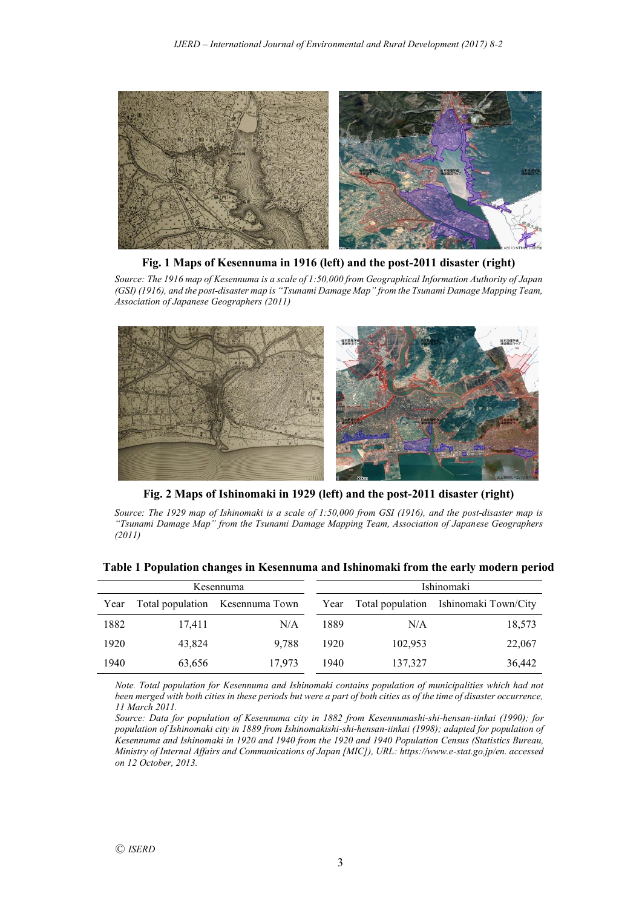**Fig. 1 Maps of Kesennuma in 1916 (left) and the post-2011 disaster (right)**

*Source: The 1916 map of Kesennuma is a scale of 1:50,000 from Geographical Information Authority of Japan (GSI) (1916), and the post-disaster map is "Tsunami Damage Map" from the Tsunami Damage Mapping Team, Association of Japanese Geographers (2011)*

**Fig. 2 Maps of Ishinomaki in 1929 (left) and the post-2011 disaster (right)**

*Source: The 1929 map of Ishinomaki is a scale of 1:50,000 from GSI (1916), and the post-disaster map is "Tsunami Damage Map" from the Tsunami Damage Mapping Team, Association of Japanese Geographers (2011)*

**Table 1 Population changes in Kesennuma and Ishinomaki from the early modern period**

| Kesennuma | | | Ishinomaki | | |
|---|---|---|---|---|---|
| Year | Total population | Kesennuma Town | Year | Total population | Ishinomaki Town/City |
| 1882 | 17,411 | N/A | 1889 | N/A | 18,573 |
| 1920 | 43,824 | 9,788 | 1920 | 102,953 | 22,067 |
| 1940 | 63,656 | 17,973 | 1940 | 137,327 | 36,442 |

*Note. Total population for Kesennuma and Ishinomaki contains population of municipalities which had not been merged with both cities in these periods but were a part of both cities as of the time of disaster occurrence, 11 March 2011.*

*Source: Data for population of Kesennuma city in 1882 from Kesennumashi-shi-hensan-iinkai (1990); for population of Ishinomaki city in 1889 from Ishinomakishi-shi-hensan-iinkai (1998); adapted for population of Kesennuma and Ishinomaki in 1920 and 1940 from the 1920 and 1940 Population Census (Statistics Bureau, Ministry of Internal Affairs and Communications of Japan [MIC]), URL: https://www.e-stat.go.jp/en. accessed on 12 October, 2013.*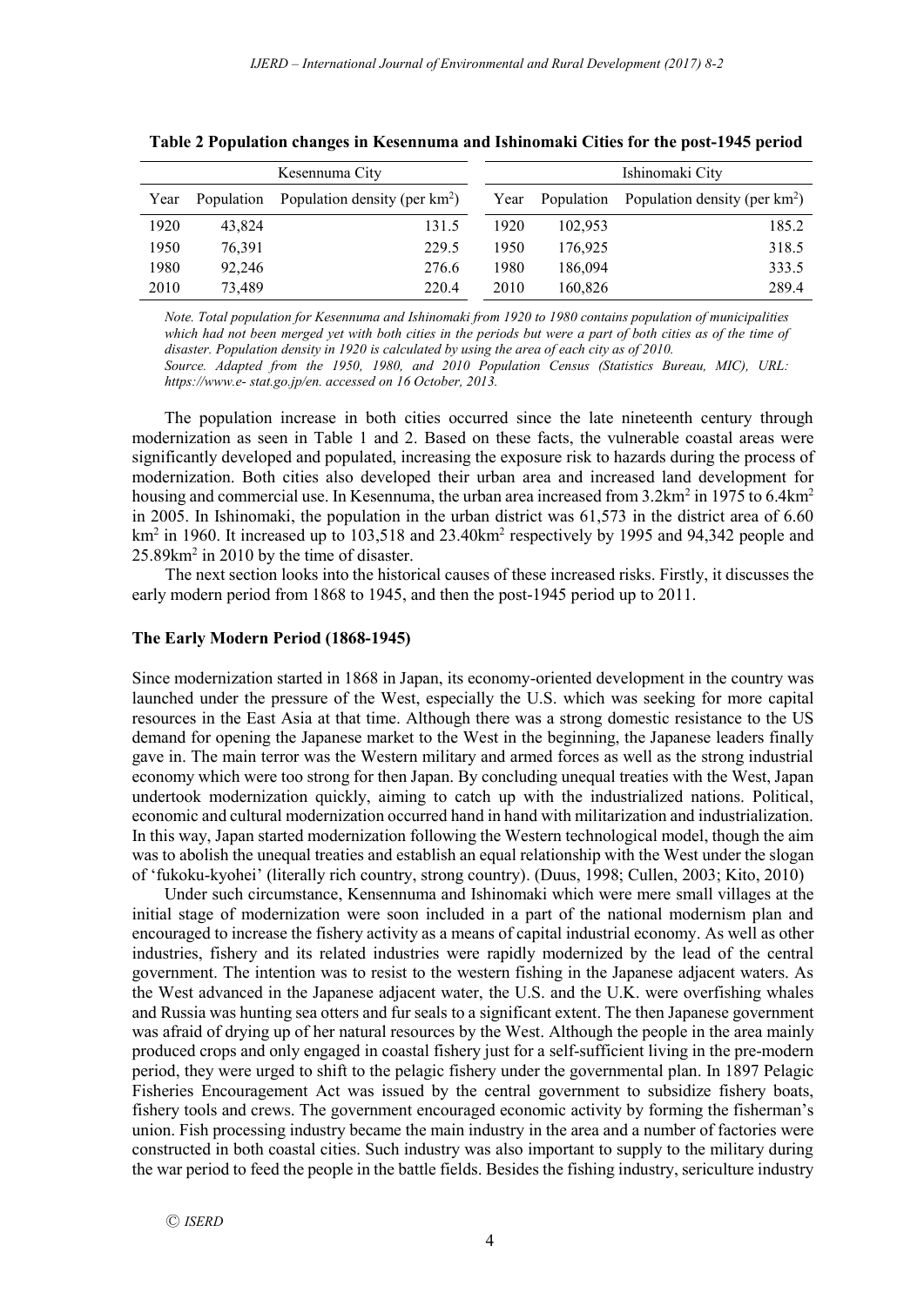**Table 2 Population changes in Kesennuma and Ishinomaki Cities for the post-1945 period**

| Kesennuma City | | | Ishinomaki City | | |
|---|---|---|---|---|---|
| Year | Population | Population density (per km$^2$) | Year | Population | Population density (per km$^2$) |
| 1920 | 43,824 | 131.5 | 1920 | 102,953 | 185.2 |
| 1950 | 76,391 | 229.5 | 1950 | 176,925 | 318.5 |
| 1980 | 92,246 | 276.6 | 1980 | 186,094 | 333.5 |
| 2010 | 73,489 | 220.4 | 2010 | 160,826 | 289.4 |

*Note. Total population for Kesennuma and Ishinomaki from 1920 to 1980 contains population of municipalities which had not been merged yet with both cities in the periods but were a part of both cities as of the time of disaster. Population density in 1920 is calculated by using the area of each city as of 2010.*
*Source. Adapted from the 1950, 1980, and 2010 Population Census (Statistics Bureau, MIC), URL: https://www.e- stat.go.jp/en. accessed on 16 October, 2013.*

The population increase in both cities occurred since the late nineteenth century through modernization as seen in Table 1 and 2. Based on these facts, the vulnerable coastal areas were significantly developed and populated, increasing the exposure risk to hazards during the process of modernization. Both cities also developed their urban area and increased land development for housing and commercial use. In Kesennuma, the urban area increased from 3.2km$^2$ in 1975 to 6.4km$^2$ in 2005. In Ishinomaki, the population in the urban district was 61,573 in the district area of 6.60 km$^2$ in 1960. It increased up to 103,518 and 23.40km$^2$ respectively by 1995 and 94,342 people and 25.89km$^2$ in 2010 by the time of disaster.

The next section looks into the historical causes of these increased risks. Firstly, it discusses the early modern period from 1868 to 1945, and then the post-1945 period up to 2011.

### The Early Modern Period (1868-1945)

Since modernization started in 1868 in Japan, its economy-oriented development in the country was launched under the pressure of the West, especially the U.S. which was seeking for more capital resources in the East Asia at that time. Although there was a strong domestic resistance to the US demand for opening the Japanese market to the West in the beginning, the Japanese leaders finally gave in. The main terror was the Western military and armed forces as well as the strong industrial economy which were too strong for then Japan. By concluding unequal treaties with the West, Japan undertook modernization quickly, aiming to catch up with the industrialized nations. Political, economic and cultural modernization occurred hand in hand with militarization and industrialization. In this way, Japan started modernization following the Western technological model, though the aim was to abolish the unequal treaties and establish an equal relationship with the West under the slogan of 'fukoku-kyohei' (literally rich country, strong country). (Duus, 1998; Cullen, 2003; Kito, 2010)

Under such circumstance, Kensennuma and Ishinomaki which were mere small villages at the initial stage of modernization were soon included in a part of the national modernism plan and encouraged to increase the fishery activity as a means of capital industrial economy. As well as other industries, fishery and its related industries were rapidly modernized by the lead of the central government. The intention was to resist to the western fishing in the Japanese adjacent waters. As the West advanced in the Japanese adjacent water, the U.S. and the U.K. were overfishing whales and Russia was hunting sea otters and fur seals to a significant extent. The then Japanese government was afraid of drying up of her natural resources by the West. Although the people in the area mainly produced crops and only engaged in coastal fishery just for a self-sufficient living in the pre-modern period, they were urged to shift to the pelagic fishery under the governmental plan. In 1897 Pelagic Fisheries Encouragement Act was issued by the central government to subsidize fishery boats, fishery tools and crews. The government encouraged economic activity by forming the fisherman's union. Fish processing industry became the main industry in the area and a number of factories were constructed in both coastal cities. Such industry was also important to supply to the military during the war period to feed the people in the battle fields. Besides the fishing industry, sericulture industry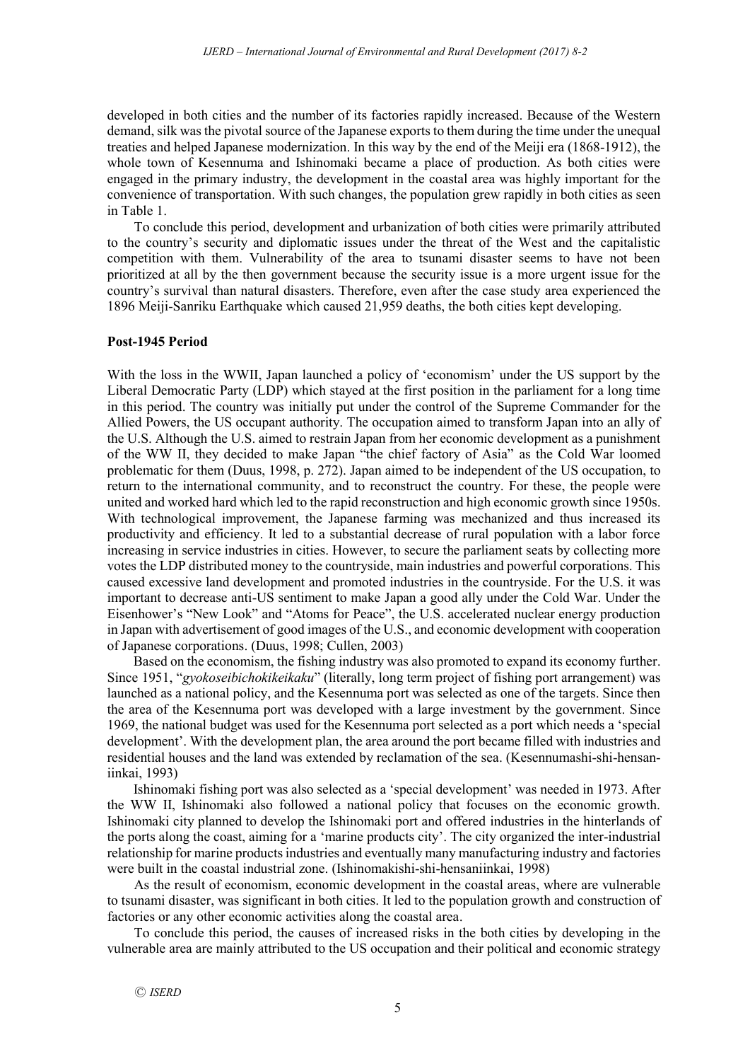developed in both cities and the number of its factories rapidly increased. Because of the Western demand, silk was the pivotal source of the Japanese exports to them during the time under the unequal treaties and helped Japanese modernization. In this way by the end of the Meiji era (1868-1912), the whole town of Kesennuma and Ishinomaki became a place of production. As both cities were engaged in the primary industry, the development in the coastal area was highly important for the convenience of transportation. With such changes, the population grew rapidly in both cities as seen in Table 1.

To conclude this period, development and urbanization of both cities were primarily attributed to the country's security and diplomatic issues under the threat of the West and the capitalistic competition with them. Vulnerability of the area to tsunami disaster seems to have not been prioritized at all by the then government because the security issue is a more urgent issue for the country's survival than natural disasters. Therefore, even after the case study area experienced the 1896 Meiji-Sanriku Earthquake which caused 21,959 deaths, the both cities kept developing.

**Post-1945 Period**

With the loss in the WWII, Japan launched a policy of 'economism' under the US support by the Liberal Democratic Party (LDP) which stayed at the first position in the parliament for a long time in this period. The country was initially put under the control of the Supreme Commander for the Allied Powers, the US occupant authority. The occupation aimed to transform Japan into an ally of the U.S. Although the U.S. aimed to restrain Japan from her economic development as a punishment of the WW II, they decided to make Japan "the chief factory of Asia" as the Cold War loomed problematic for them (Duus, 1998, p. 272). Japan aimed to be independent of the US occupation, to return to the international community, and to reconstruct the country. For these, the people were united and worked hard which led to the rapid reconstruction and high economic growth since 1950s. With technological improvement, the Japanese farming was mechanized and thus increased its productivity and efficiency. It led to a substantial decrease of rural population with a labor force increasing in service industries in cities. However, to secure the parliament seats by collecting more votes the LDP distributed money to the countryside, main industries and powerful corporations. This caused excessive land development and promoted industries in the countryside. For the U.S. it was important to decrease anti-US sentiment to make Japan a good ally under the Cold War. Under the Eisenhower's "New Look" and "Atoms for Peace", the U.S. accelerated nuclear energy production in Japan with advertisement of good images of the U.S., and economic development with cooperation of Japanese corporations. (Duus, 1998; Cullen, 2003)

Based on the economism, the fishing industry was also promoted to expand its economy further. Since 1951, "*gyokoseibichokikeikaku*" (literally, long term project of fishing port arrangement) was launched as a national policy, and the Kesennuma port was selected as one of the targets. Since then the area of the Kesennuma port was developed with a large investment by the government. Since 1969, the national budget was used for the Kesennuma port selected as a port which needs a 'special development'. With the development plan, the area around the port became filled with industries and residential houses and the land was extended by reclamation of the sea. (Kesennumashi-shi-hensan-iinkai, 1993)

Ishinomaki fishing port was also selected as a 'special development' was needed in 1973. After the WW II, Ishinomaki also followed a national policy that focuses on the economic growth. Ishinomaki city planned to develop the Ishinomaki port and offered industries in the hinterlands of the ports along the coast, aiming for a 'marine products city'. The city organized the inter-industrial relationship for marine products industries and eventually many manufacturing industry and factories were built in the coastal industrial zone. (Ishinomakishi-shi-hensaniinkai, 1998)

As the result of economism, economic development in the coastal areas, where are vulnerable to tsunami disaster, was significant in both cities. It led to the population growth and construction of factories or any other economic activities along the coastal area.

To conclude this period, the causes of increased risks in the both cities by developing in the vulnerable area are mainly attributed to the US occupation and their political and economic strategy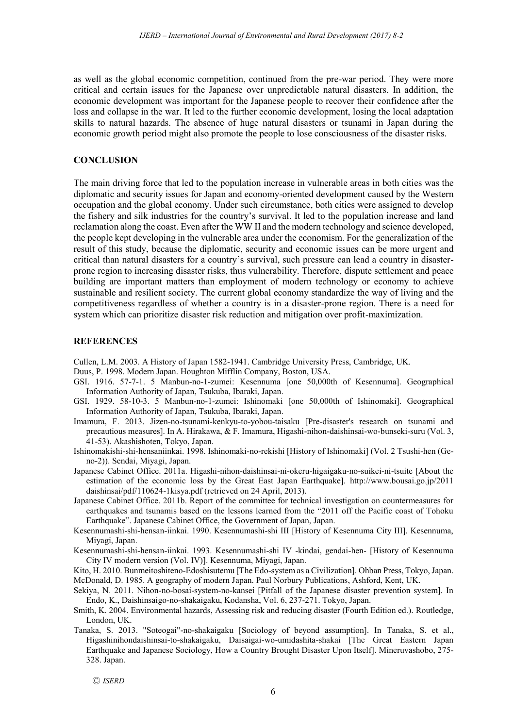as well as the global economic competition, continued from the pre-war period. They were more critical and certain issues for the Japanese over unpredictable natural disasters. In addition, the economic development was important for the Japanese people to recover their confidence after the loss and collapse in the war. It led to the further economic development, losing the local adaptation skills to natural hazards. The absence of huge natural disasters or tsunami in Japan during the economic growth period might also promote the people to lose consciousness of the disaster risks.

## CONCLUSION

The main driving force that led to the population increase in vulnerable areas in both cities was the diplomatic and security issues for Japan and economy-oriented development caused by the Western occupation and the global economy. Under such circumstance, both cities were assigned to develop the fishery and silk industries for the country's survival. It led to the population increase and land reclamation along the coast. Even after the WW II and the modern technology and science developed, the people kept developing in the vulnerable area under the economism. For the generalization of the result of this study, because the diplomatic, security and economic issues can be more urgent and critical than natural disasters for a country's survival, such pressure can lead a country in disaster-prone region to increasing disaster risks, thus vulnerability. Therefore, dispute settlement and peace building are important matters than employment of modern technology or economy to achieve sustainable and resilient society. The current global economy standardize the way of living and the competitiveness regardless of whether a country is in a disaster-prone region. There is a need for system which can prioritize disaster risk reduction and mitigation over profit-maximization.

## REFERENCES

Cullen, L.M. 2003. A History of Japan 1582-1941. Cambridge University Press, Cambridge, UK.

Duus, P. 1998. Modern Japan. Houghton Mifflin Company, Boston, USA.

GSI. 1916. 57-7-1. 5 Manbun-no-1-zumei: Kesennuma [one 50,000th of Kesennuma]. Geographical Information Authority of Japan, Tsukuba, Ibaraki, Japan.

GSI. 1929. 58-10-3. 5 Manbun-no-1-zumei: Ishinomaki [one 50,000th of Ishinomaki]. Geographical Information Authority of Japan, Tsukuba, Ibaraki, Japan.

Imamura, F. 2013. Jizen-no-tsunami-kenkyu-to-yobou-taisaku [Pre-disaster's research on tsunami and precautious measures]. In A. Hirakawa, & F. Imamura, Higashi-nihon-daishinsai-wo-bunseki-suru (Vol. 3, 41-53). Akashishoten, Tokyo, Japan.

Ishinomakishi-shi-hensaniinkai. 1998. Ishinomaki-no-rekishi [History of Ishinomaki] (Vol. 2 Tsushi-hen (Ge-no-2)). Sendai, Miyagi, Japan.

Japanese Cabinet Office. 2011a. Higashi-nihon-daishinsai-ni-okeru-higaigaku-no-suikei-ni-tsuite [About the estimation of the economic loss by the Great East Japan Earthquake]. http://www.bousai.go.jp/2011daishinsai/pdf/110624-1kisya.pdf (retrieved on 24 April, 2013).

Japanese Cabinet Office. 2011b. Report of the committee for technical investigation on countermeasures for earthquakes and tsunamis based on the lessons learned from the "2011 off the Pacific coast of Tohoku Earthquake". Japanese Cabinet Office, the Government of Japan, Japan.

Kesennumashi-shi-hensan-iinkai. 1990. Kesennumashi-shi III [History of Kesennuma City III]. Kesennuma, Miyagi, Japan.

Kesennumashi-shi-hensan-iinkai. 1993. Kesennumashi-shi IV -kindai, gendai-hen- [History of Kesennuma City IV modern version (Vol. IV)]. Kesennuma, Miyagi, Japan.

Kito, H. 2010. Bunmeitoshiteno-Edoshisutemu [The Edo-system as a Civilization]. Ohban Press, Tokyo, Japan.

McDonald, D. 1985. A geography of modern Japan. Paul Norbury Publications, Ashford, Kent, UK.

Sekiya, N. 2011. Nihon-no-bosai-system-no-kansei [Pitfall of the Japanese disaster prevention system]. In Endo, K., Daishinsaigo-no-shakaigaku, Kodansha, Vol. 6, 237-271. Tokyo, Japan.

Smith, K. 2004. Environmental hazards, Assessing risk and reducing disaster (Fourth Edition ed.). Routledge, London, UK.

Tanaka, S. 2013. "Soteogai"-no-shakaigaku [Sociology of beyond assumption]. In Tanaka, S. et al., Higashinihondaishinsai-to-shakaigaku, Daisaigai-wo-umidashita-shakai [The Great Eastern Japan Earthquake and Japanese Sociology, How a Country Brought Disaster Upon Itself]. Mineruvashobo, 275-328. Japan.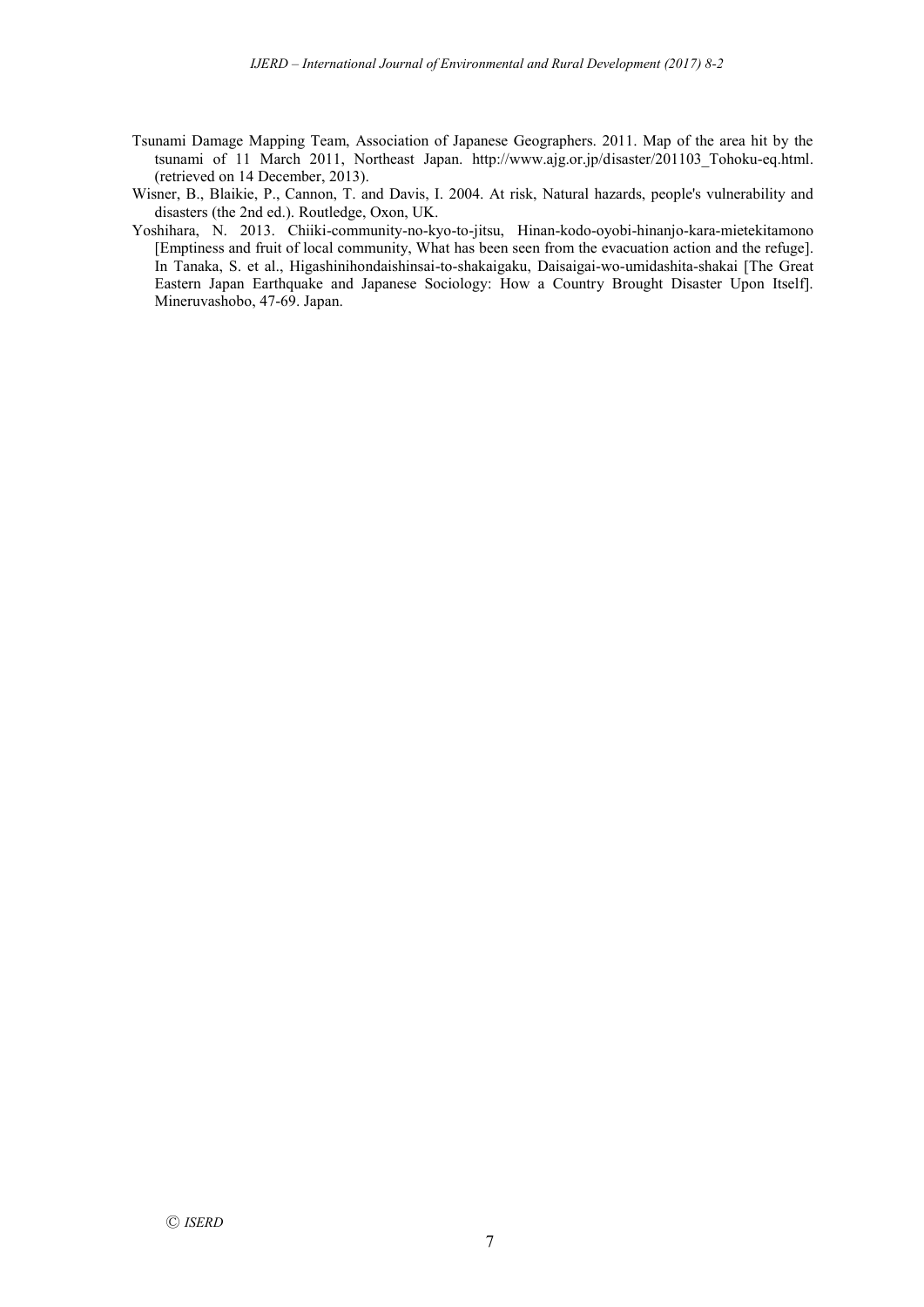Tsunami Damage Mapping Team, Association of Japanese Geographers. 2011. Map of the area hit by the tsunami of 11 March 2011, Northeast Japan. http://www.ajg.or.jp/disaster/201103_Tohoku-eq.html. (retrieved on 14 December, 2013).

Wisner, B., Blaikie, P., Cannon, T. and Davis, I. 2004. At risk, Natural hazards, people's vulnerability and disasters (the 2nd ed.). Routledge, Oxon, UK.

Yoshihara, N. 2013. Chiiki-community-no-kyo-to-jitsu, Hinan-kodo-oyobi-hinanjo-kara-mietekitamono [Emptiness and fruit of local community, What has been seen from the evacuation action and the refuge]. In Tanaka, S. et al., Higashinihondaishinsai-to-shakaigaku, Daisaigai-wo-umidashita-shakai [The Great Eastern Japan Earthquake and Japanese Sociology: How a Country Brought Disaster Upon Itself]. Mineruvashobo, 47-69. Japan.